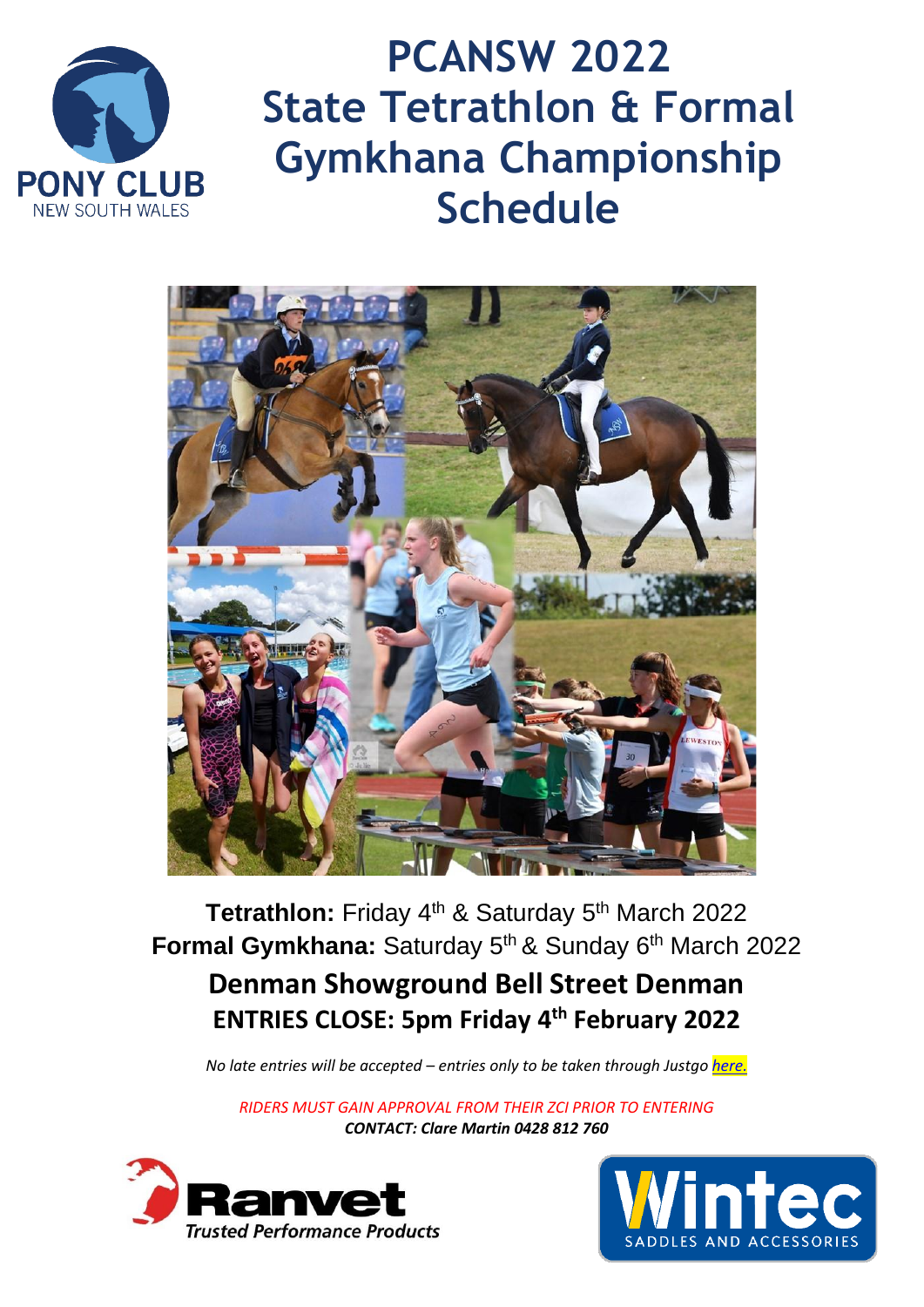# PCANSW 2022 State Tetrathlon & Formal Gymkhana Championship Schedule

**Tetrathlon:** Friday 4th & Saturday 5th March 2022

**Formal Gymkhana:** Saturday 5th & Sunday 6th March 2022

**Denman Showground Bell Street Denman**

**ENTRIES CLOSE: 5pm Friday 4th February 2022**

*No late entries will be accepted – entries only to be taken through Justgo here.*

*RIDERS MUST GAIN APPROVAL FROM THEIR ZCI PRIOR TO ENTERING*

***CONTACT: Clare Martin 0428 812 760***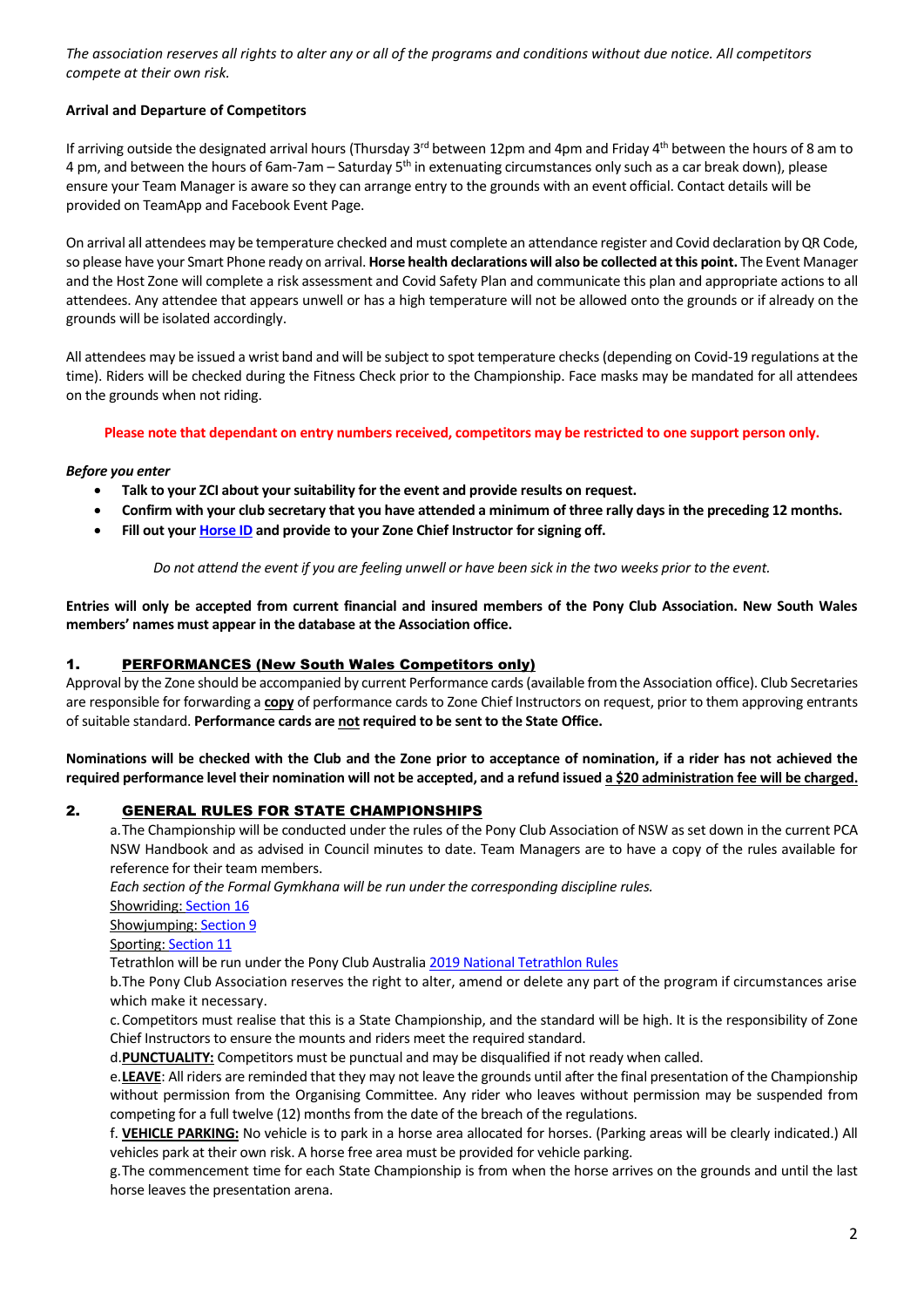*The association reserves all rights to alter any or all of the programs and conditions without due notice. All competitors compete at their own risk.*

**Arrival and Departure of Competitors**

If arriving outside the designated arrival hours (Thursday 3rd between 12pm and 4pm and Friday 4th between the hours of 8 am to 4 pm, and between the hours of 6am-7am – Saturday 5th in extenuating circumstances only such as a car break down), please ensure your Team Manager is aware so they can arrange entry to the grounds with an event official. Contact details will be provided on TeamApp and Facebook Event Page.

On arrival all attendees may be temperature checked and must complete an attendance register and Covid declaration by QR Code, so please have your Smart Phone ready on arrival. **Horse health declarations will also be collected at this point.** The Event Manager and the Host Zone will complete a risk assessment and Covid Safety Plan and communicate this plan and appropriate actions to all attendees. Any attendee that appears unwell or has a high temperature will not be allowed onto the grounds or if already on the grounds will be isolated accordingly.

All attendees may be issued a wrist band and will be subject to spot temperature checks (depending on Covid-19 regulations at the time). Riders will be checked during the Fitness Check prior to the Championship. Face masks may be mandated for all attendees on the grounds when not riding.

**Please note that dependant on entry numbers received, competitors may be restricted to one support person only.**

***Before you enter***

- **Talk to your ZCI about your suitability for the event and provide results on request.**
- **Confirm with your club secretary that you have attended a minimum of three rally days in the preceding 12 months.**
- **Fill out your Horse ID and provide to your Zone Chief Instructor for signing off.**

*Do not attend the event if you are feeling unwell or have been sick in the two weeks prior to the event.*

**Entries will only be accepted from current financial and insured members of the Pony Club Association. New South Wales members' names must appear in the database at the Association office.**

## 1. PERFORMANCES (New South Wales Competitors only)

Approval by the Zone should be accompanied by current Performance cards (available from the Association office). Club Secretaries are responsible for forwarding a **copy** of performance cards to Zone Chief Instructors on request, prior to them approving entrants of suitable standard. **Performance cards are not required to be sent to the State Office.**

**Nominations will be checked with the Club and the Zone prior to acceptance of nomination, if a rider has not achieved the required performance level their nomination will not be accepted, and a refund issued a $20 administration fee will be charged.**

## 2. GENERAL RULES FOR STATE CHAMPIONSHIPS

a. The Championship will be conducted under the rules of the Pony Club Association of NSW as set down in the current PCA NSW Handbook and as advised in Council minutes to date. Team Managers are to have a copy of the rules available for reference for their team members.

*Each section of the Formal Gymkhana will be run under the corresponding discipline rules.*

Showriding: Section 16

Showjumping: Section 9

Sporting: Section 11

Tetrathlon will be run under the Pony Club Australia 2019 National Tetrathlon Rules

b. The Pony Club Association reserves the right to alter, amend or delete any part of the program if circumstances arise which make it necessary.

c. Competitors must realise that this is a State Championship, and the standard will be high. It is the responsibility of Zone Chief Instructors to ensure the mounts and riders meet the required standard.

d. **PUNCTUALITY:** Competitors must be punctual and may be disqualified if not ready when called.

e. **LEAVE**: All riders are reminded that they may not leave the grounds until after the final presentation of the Championship without permission from the Organising Committee. Any rider who leaves without permission may be suspended from competing for a full twelve (12) months from the date of the breach of the regulations.

f. **VEHICLE PARKING:** No vehicle is to park in a horse area allocated for horses. (Parking areas will be clearly indicated.) All vehicles park at their own risk. A horse free area must be provided for vehicle parking.

g. The commencement time for each State Championship is from when the horse arrives on the grounds and until the last horse leaves the presentation arena.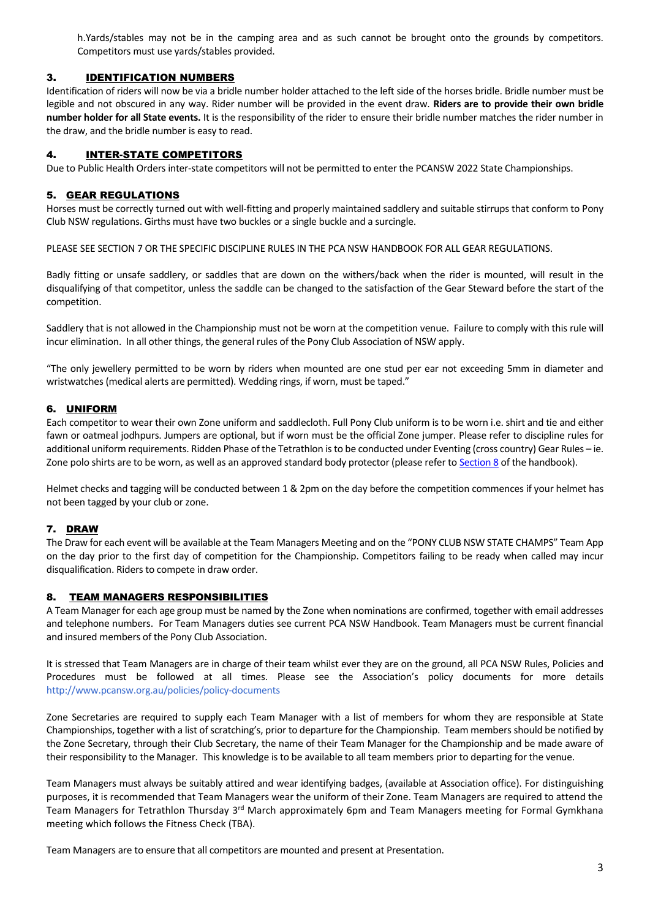h. Yards/stables may not be in the camping area and as such cannot be brought onto the grounds by competitors. Competitors must use yards/stables provided.

## 3. IDENTIFICATION NUMBERS

Identification of riders will now be via a bridle number holder attached to the left side of the horses bridle. Bridle number must be legible and not obscured in any way. Rider number will be provided in the event draw. **Riders are to provide their own bridle number holder for all State events.** It is the responsibility of the rider to ensure their bridle number matches the rider number in the draw, and the bridle number is easy to read.

## 4. INTER-STATE COMPETITORS

Due to Public Health Orders inter-state competitors will not be permitted to enter the PCANSW 2022 State Championships.

## 5. GEAR REGULATIONS

Horses must be correctly turned out with well-fitting and properly maintained saddlery and suitable stirrups that conform to Pony Club NSW regulations. Girths must have two buckles or a single buckle and a surcingle.

PLEASE SEE SECTION 7 OR THE SPECIFIC DISCIPLINE RULES IN THE PCA NSW HANDBOOK FOR ALL GEAR REGULATIONS.

Badly fitting or unsafe saddlery, or saddles that are down on the withers/back when the rider is mounted, will result in the disqualifying of that competitor, unless the saddle can be changed to the satisfaction of the Gear Steward before the start of the competition.

Saddlery that is not allowed in the Championship must not be worn at the competition venue. Failure to comply with this rule will incur elimination. In all other things, the general rules of the Pony Club Association of NSW apply.

"The only jewellery permitted to be worn by riders when mounted are one stud per ear not exceeding 5mm in diameter and wristwatches (medical alerts are permitted). Wedding rings, if worn, must be taped."

## 6. UNIFORM

Each competitor to wear their own Zone uniform and saddlecloth. Full Pony Club uniform is to be worn i.e. shirt and tie and either fawn or oatmeal jodhpurs. Jumpers are optional, but if worn must be the official Zone jumper. Please refer to discipline rules for additional uniform requirements. Ridden Phase of the Tetrathlon is to be conducted under Eventing (cross country) Gear Rules – ie. Zone polo shirts are to be worn, as well as an approved standard body protector (please refer to Section 8 of the handbook).

Helmet checks and tagging will be conducted between 1 & 2pm on the day before the competition commences if your helmet has not been tagged by your club or zone.

## 7. DRAW

The Draw for each event will be available at the Team Managers Meeting and on the "PONY CLUB NSW STATE CHAMPS" Team App on the day prior to the first day of competition for the Championship. Competitors failing to be ready when called may incur disqualification. Riders to compete in draw order.

## 8. TEAM MANAGERS RESPONSIBILITIES

A Team Manager for each age group must be named by the Zone when nominations are confirmed, together with email addresses and telephone numbers. For Team Managers duties see current PCA NSW Handbook. Team Managers must be current financial and insured members of the Pony Club Association.

It is stressed that Team Managers are in charge of their team whilst ever they are on the ground, all PCA NSW Rules, Policies and Procedures must be followed at all times. Please see the Association's policy documents for more details http://www.pcansw.org.au/policies/policy-documents

Zone Secretaries are required to supply each Team Manager with a list of members for whom they are responsible at State Championships, together with a list of scratching's, prior to departure for the Championship. Team members should be notified by the Zone Secretary, through their Club Secretary, the name of their Team Manager for the Championship and be made aware of their responsibility to the Manager. This knowledge is to be available to all team members prior to departing for the venue.

Team Managers must always be suitably attired and wear identifying badges, (available at Association office). For distinguishing purposes, it is recommended that Team Managers wear the uniform of their Zone. Team Managers are required to attend the Team Managers for Tetrathlon Thursday 3rd March approximately 6pm and Team Managers meeting for Formal Gymkhana meeting which follows the Fitness Check (TBA).

Team Managers are to ensure that all competitors are mounted and present at Presentation.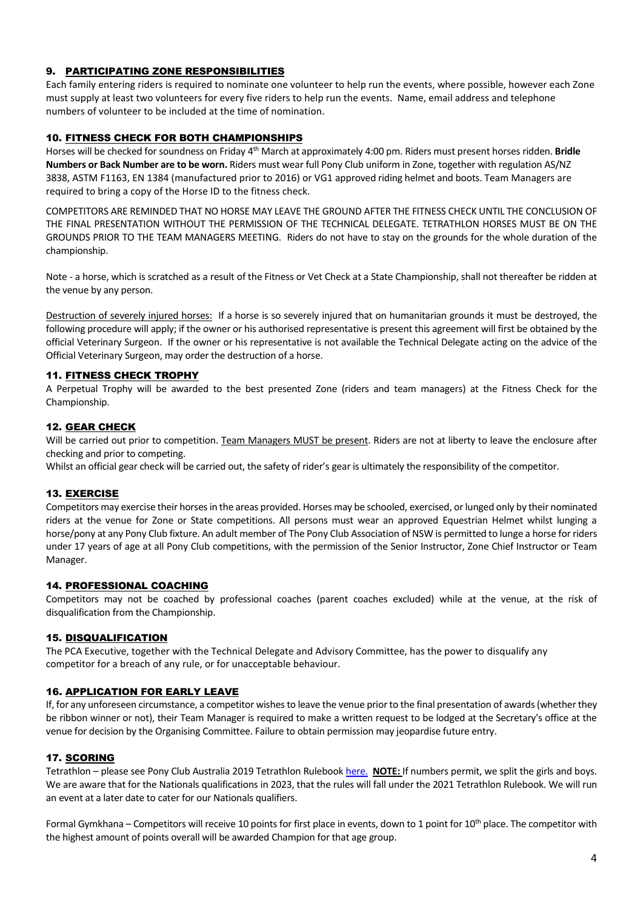## 9. PARTICIPATING ZONE RESPONSIBILITIES

Each family entering riders is required to nominate one volunteer to help run the events, where possible, however each Zone must supply at least two volunteers for every five riders to help run the events. Name, email address and telephone numbers of volunteer to be included at the time of nomination.

## 10. FITNESS CHECK FOR BOTH CHAMPIONSHIPS

Horses will be checked for soundness on Friday 4th March at approximately 4:00 pm. Riders must present horses ridden. **Bridle Numbers or Back Number are to be worn.** Riders must wear full Pony Club uniform in Zone, together with regulation AS/NZ 3838, ASTM F1163, EN 1384 (manufactured prior to 2016) or VG1 approved riding helmet and boots. Team Managers are required to bring a copy of the Horse ID to the fitness check.

COMPETITORS ARE REMINDED THAT NO HORSE MAY LEAVE THE GROUND AFTER THE FITNESS CHECK UNTIL THE CONCLUSION OF THE FINAL PRESENTATION WITHOUT THE PERMISSION OF THE TECHNICAL DELEGATE. TETRATHLON HORSES MUST BE ON THE GROUNDS PRIOR TO THE TEAM MANAGERS MEETING. Riders do not have to stay on the grounds for the whole duration of the championship.

Note - a horse, which is scratched as a result of the Fitness or Vet Check at a State Championship, shall not thereafter be ridden at the venue by any person.

Destruction of severely injured horses: If a horse is so severely injured that on humanitarian grounds it must be destroyed, the following procedure will apply; if the owner or his authorised representative is present this agreement will first be obtained by the official Veterinary Surgeon. If the owner or his representative is not available the Technical Delegate acting on the advice of the Official Veterinary Surgeon, may order the destruction of a horse.

## 11. FITNESS CHECK TROPHY

A Perpetual Trophy will be awarded to the best presented Zone (riders and team managers) at the Fitness Check for the Championship.

## 12. GEAR CHECK

Will be carried out prior to competition. Team Managers MUST be present. Riders are not at liberty to leave the enclosure after checking and prior to competing.

Whilst an official gear check will be carried out, the safety of rider's gear is ultimately the responsibility of the competitor.

## 13. EXERCISE

Competitors may exercise their horses in the areas provided. Horses may be schooled, exercised, or lunged only by their nominated riders at the venue for Zone or State competitions. All persons must wear an approved Equestrian Helmet whilst lunging a horse/pony at any Pony Club fixture. An adult member of The Pony Club Association of NSW is permitted to lunge a horse for riders under 17 years of age at all Pony Club competitions, with the permission of the Senior Instructor, Zone Chief Instructor or Team Manager.

## 14. PROFESSIONAL COACHING

Competitors may not be coached by professional coaches (parent coaches excluded) while at the venue, at the risk of disqualification from the Championship.

## 15. DISQUALIFICATION

The PCA Executive, together with the Technical Delegate and Advisory Committee, has the power to disqualify any competitor for a breach of any rule, or for unacceptable behaviour.

## 16. APPLICATION FOR EARLY LEAVE

If, for any unforeseen circumstance, a competitor wishes to leave the venue prior to the final presentation of awards (whether they be ribbon winner or not), their Team Manager is required to make a written request to be lodged at the Secretary's office at the venue for decision by the Organising Committee. Failure to obtain permission may jeopardise future entry.

## 17. SCORING

Tetrathlon – please see Pony Club Australia 2019 Tetrathlon Rulebook here. **NOTE:** If numbers permit, we split the girls and boys. We are aware that for the Nationals qualifications in 2023, that the rules will fall under the 2021 Tetrathlon Rulebook. We will run an event at a later date to cater for our Nationals qualifiers.

Formal Gymkhana – Competitors will receive 10 points for first place in events, down to 1 point for 10th place. The competitor with the highest amount of points overall will be awarded Champion for that age group.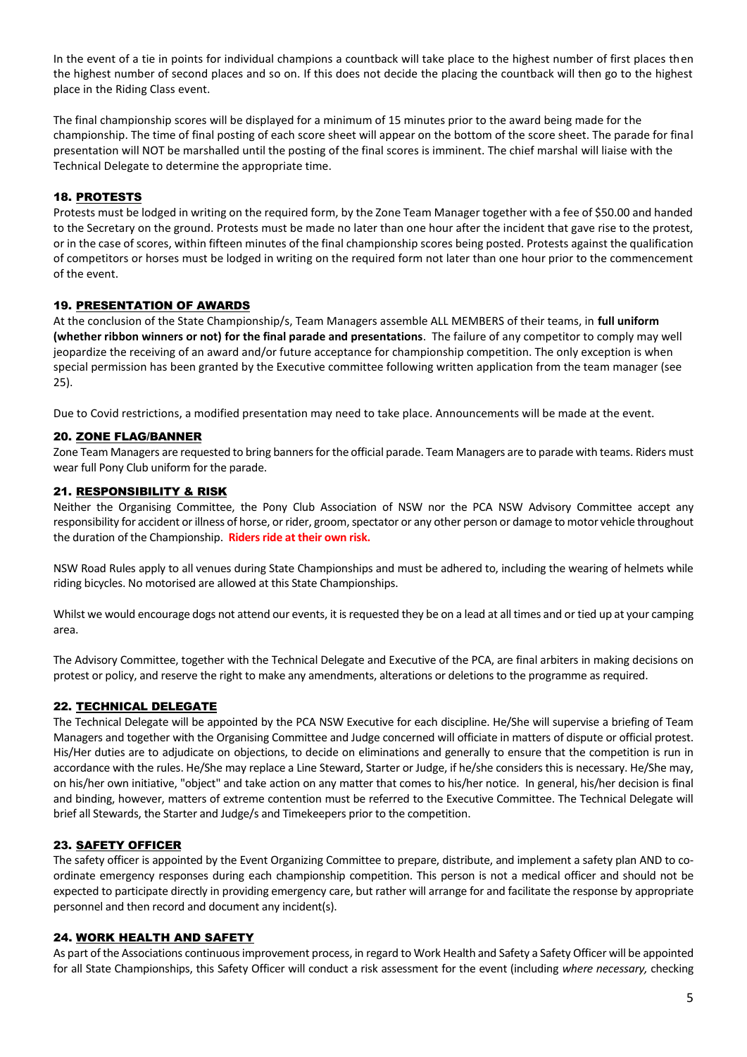In the event of a tie in points for individual champions a countback will take place to the highest number of first places then the highest number of second places and so on. If this does not decide the placing the countback will then go to the highest place in the Riding Class event.

The final championship scores will be displayed for a minimum of 15 minutes prior to the award being made for the championship. The time of final posting of each score sheet will appear on the bottom of the score sheet. The parade for final presentation will NOT be marshalled until the posting of the final scores is imminent. The chief marshal will liaise with the Technical Delegate to determine the appropriate time.

### 18. PROTESTS

Protests must be lodged in writing on the required form, by the Zone Team Manager together with a fee of $50.00 and handed to the Secretary on the ground. Protests must be made no later than one hour after the incident that gave rise to the protest, or in the case of scores, within fifteen minutes of the final championship scores being posted. Protests against the qualification of competitors or horses must be lodged in writing on the required form not later than one hour prior to the commencement of the event.

### 19. PRESENTATION OF AWARDS

At the conclusion of the State Championship/s, Team Managers assemble ALL MEMBERS of their teams, in **full uniform (whether ribbon winners or not) for the final parade and presentations**. The failure of any competitor to comply may well jeopardize the receiving of an award and/or future acceptance for championship competition. The only exception is when special permission has been granted by the Executive committee following written application from the team manager (see 25).

Due to Covid restrictions, a modified presentation may need to take place. Announcements will be made at the event.

### 20. ZONE FLAG/BANNER

Zone Team Managers are requested to bring banners for the official parade. Team Managers are to parade with teams. Riders must wear full Pony Club uniform for the parade.

### 21. RESPONSIBILITY & RISK

Neither the Organising Committee, the Pony Club Association of NSW nor the PCA NSW Advisory Committee accept any responsibility for accident or illness of horse, or rider, groom, spectator or any other person or damage to motor vehicle throughout the duration of the Championship. **Riders ride at their own risk.**

NSW Road Rules apply to all venues during State Championships and must be adhered to, including the wearing of helmets while riding bicycles. No motorised are allowed at this State Championships.

Whilst we would encourage dogs not attend our events, it is requested they be on a lead at all times and or tied up at your camping area.

The Advisory Committee, together with the Technical Delegate and Executive of the PCA, are final arbiters in making decisions on protest or policy, and reserve the right to make any amendments, alterations or deletions to the programme as required.

### 22. TECHNICAL DELEGATE

The Technical Delegate will be appointed by the PCA NSW Executive for each discipline. He/She will supervise a briefing of Team Managers and together with the Organising Committee and Judge concerned will officiate in matters of dispute or official protest. His/Her duties are to adjudicate on objections, to decide on eliminations and generally to ensure that the competition is run in accordance with the rules. He/She may replace a Line Steward, Starter or Judge, if he/she considers this is necessary. He/She may, on his/her own initiative, "object" and take action on any matter that comes to his/her notice. In general, his/her decision is final and binding, however, matters of extreme contention must be referred to the Executive Committee. The Technical Delegate will brief all Stewards, the Starter and Judge/s and Timekeepers prior to the competition.

### 23. SAFETY OFFICER

The safety officer is appointed by the Event Organizing Committee to prepare, distribute, and implement a safety plan AND to co-ordinate emergency responses during each championship competition. This person is not a medical officer and should not be expected to participate directly in providing emergency care, but rather will arrange for and facilitate the response by appropriate personnel and then record and document any incident(s).

### 24. WORK HEALTH AND SAFETY

As part of the Associations continuous improvement process, in regard to Work Health and Safety a Safety Officer will be appointed for all State Championships, this Safety Officer will conduct a risk assessment for the event (including *where necessary,* checking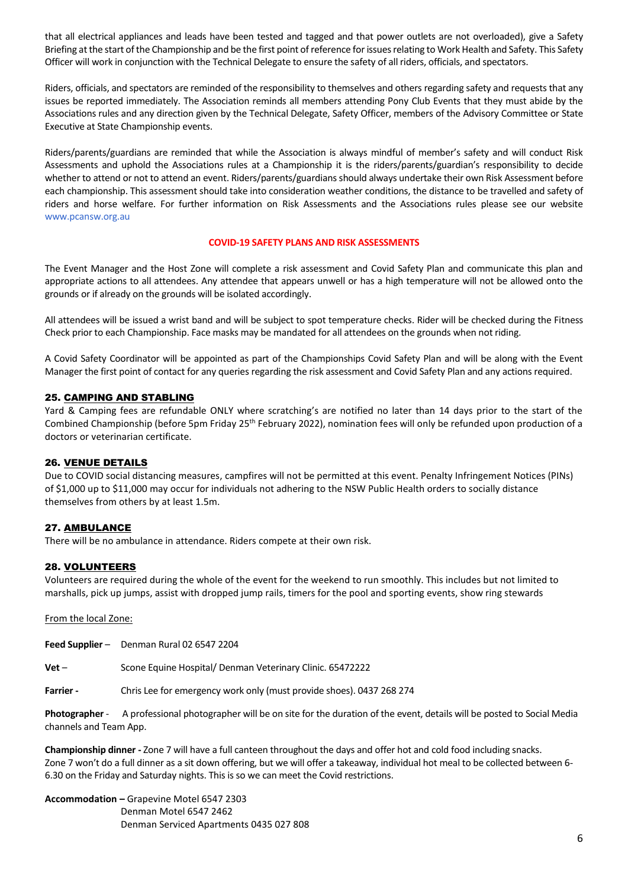that all electrical appliances and leads have been tested and tagged and that power outlets are not overloaded), give a Safety Briefing at the start of the Championship and be the first point of reference for issues relating to Work Health and Safety. This Safety Officer will work in conjunction with the Technical Delegate to ensure the safety of all riders, officials, and spectators.

Riders, officials, and spectators are reminded of the responsibility to themselves and others regarding safety and requests that any issues be reported immediately. The Association reminds all members attending Pony Club Events that they must abide by the Associations rules and any direction given by the Technical Delegate, Safety Officer, members of the Advisory Committee or State Executive at State Championship events.

Riders/parents/guardians are reminded that while the Association is always mindful of member's safety and will conduct Risk Assessments and uphold the Associations rules at a Championship it is the riders/parents/guardian's responsibility to decide whether to attend or not to attend an event. Riders/parents/guardians should always undertake their own Risk Assessment before each championship. This assessment should take into consideration weather conditions, the distance to be travelled and safety of riders and horse welfare. For further information on Risk Assessments and the Associations rules please see our website www.pcansw.org.au

**COVID-19 SAFETY PLANS AND RISK ASSESSMENTS**

The Event Manager and the Host Zone will complete a risk assessment and Covid Safety Plan and communicate this plan and appropriate actions to all attendees. Any attendee that appears unwell or has a high temperature will not be allowed onto the grounds or if already on the grounds will be isolated accordingly.

All attendees will be issued a wrist band and will be subject to spot temperature checks. Rider will be checked during the Fitness Check prior to each Championship. Face masks may be mandated for all attendees on the grounds when not riding.

A Covid Safety Coordinator will be appointed as part of the Championships Covid Safety Plan and will be along with the Event Manager the first point of contact for any queries regarding the risk assessment and Covid Safety Plan and any actions required.

## 25. CAMPING AND STABLING

Yard & Camping fees are refundable ONLY where scratching's are notified no later than 14 days prior to the start of the Combined Championship (before 5pm Friday 25th February 2022), nomination fees will only be refunded upon production of a doctors or veterinarian certificate.

## 26. VENUE DETAILS

Due to COVID social distancing measures, campfires will not be permitted at this event. Penalty Infringement Notices (PINs) of $1,000 up to $11,000 may occur for individuals not adhering to the NSW Public Health orders to socially distance themselves from others by at least 1.5m.

## 27. AMBULANCE

There will be no ambulance in attendance. Riders compete at their own risk.

## 28. VOLUNTEERS

Volunteers are required during the whole of the event for the weekend to run smoothly. This includes but not limited to marshalls, pick up jumps, assist with dropped jump rails, timers for the pool and sporting events, show ring stewards

From the local Zone:

**Feed Supplier** – Denman Rural 02 6547 2204

**Vet** – Scone Equine Hospital/ Denman Veterinary Clinic. 65472222

**Farrier -** Chris Lee for emergency work only (must provide shoes). 0437 268 274

**Photographer** - A professional photographer will be on site for the duration of the event, details will be posted to Social Media channels and Team App.

**Championship dinner -** Zone 7 will have a full canteen throughout the days and offer hot and cold food including snacks.
Zone 7 won't do a full dinner as a sit down offering, but we will offer a takeaway, individual hot meal to be collected between 6-6.30 on the Friday and Saturday nights. This is so we can meet the Covid restrictions.

**Accommodation –** Grapevine Motel 6547 2303
Denman Motel 6547 2462
Denman Serviced Apartments 0435 027 808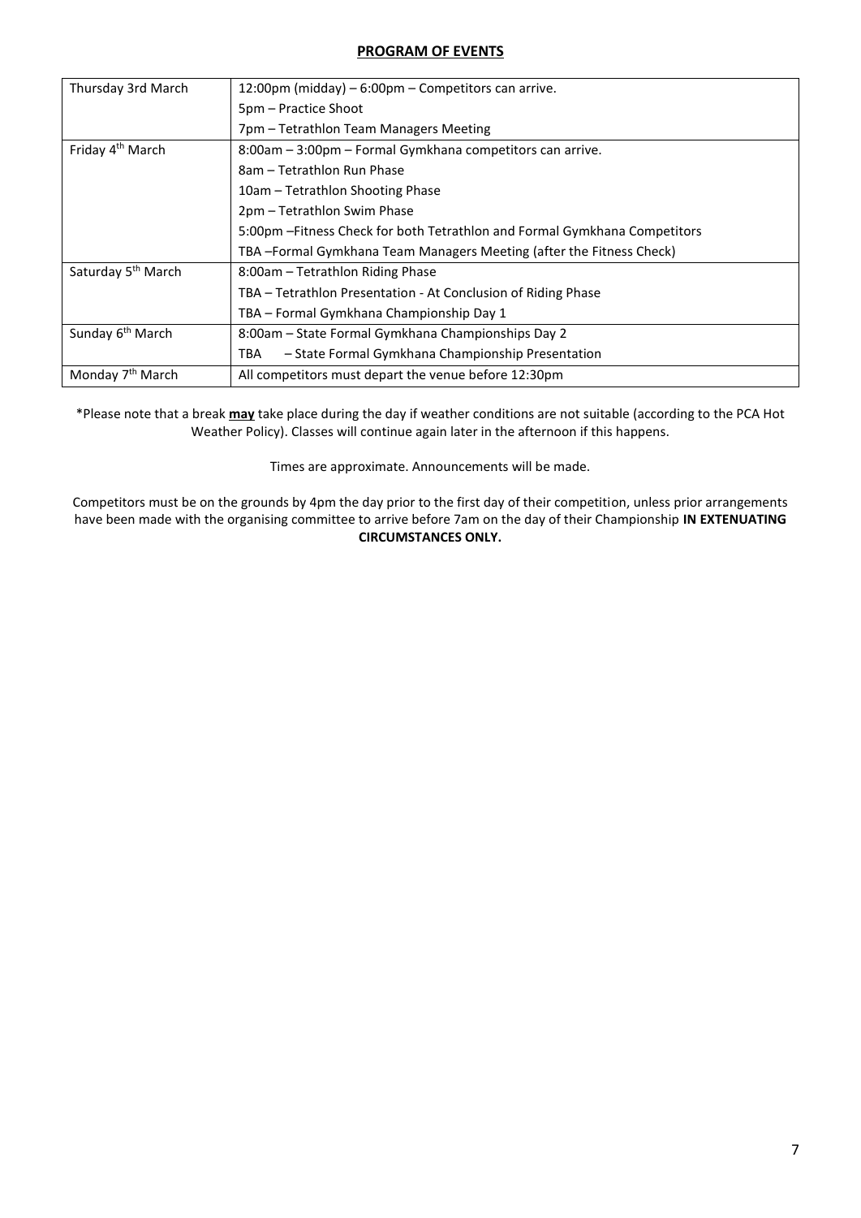## PROGRAM OF EVENTS

| | |
|---|---|
| Thursday 3rd March | 12:00pm (midday) – 6:00pm – Competitors can arrive. |
| | 5pm – Practice Shoot |
| | 7pm – Tetrathlon Team Managers Meeting |
| Friday 4th March | 8:00am – 3:00pm – Formal Gymkhana competitors can arrive. |
| | 8am – Tetrathlon Run Phase |
| | 10am – Tetrathlon Shooting Phase |
| | 2pm – Tetrathlon Swim Phase |
| | 5:00pm –Fitness Check for both Tetrathlon and Formal Gymkhana Competitors |
| | TBA –Formal Gymkhana Team Managers Meeting (after the Fitness Check) |
| Saturday 5th March | 8:00am – Tetrathlon Riding Phase |
| | TBA – Tetrathlon Presentation - At Conclusion of Riding Phase |
| | TBA – Formal Gymkhana Championship Day 1 |
| Sunday 6th March | 8:00am – State Formal Gymkhana Championships Day 2 |
| | TBA – State Formal Gymkhana Championship Presentation |
| Monday 7th March | All competitors must depart the venue before 12:30pm |

*Please note that a break **may** take place during the day if weather conditions are not suitable (according to the PCA Hot Weather Policy). Classes will continue again later in the afternoon if this happens.

Times are approximate. Announcements will be made.

Competitors must be on the grounds by 4pm the day prior to the first day of their competition, unless prior arrangements have been made with the organising committee to arrive before 7am on the day of their Championship **IN EXTENUATING CIRCUMSTANCES ONLY.**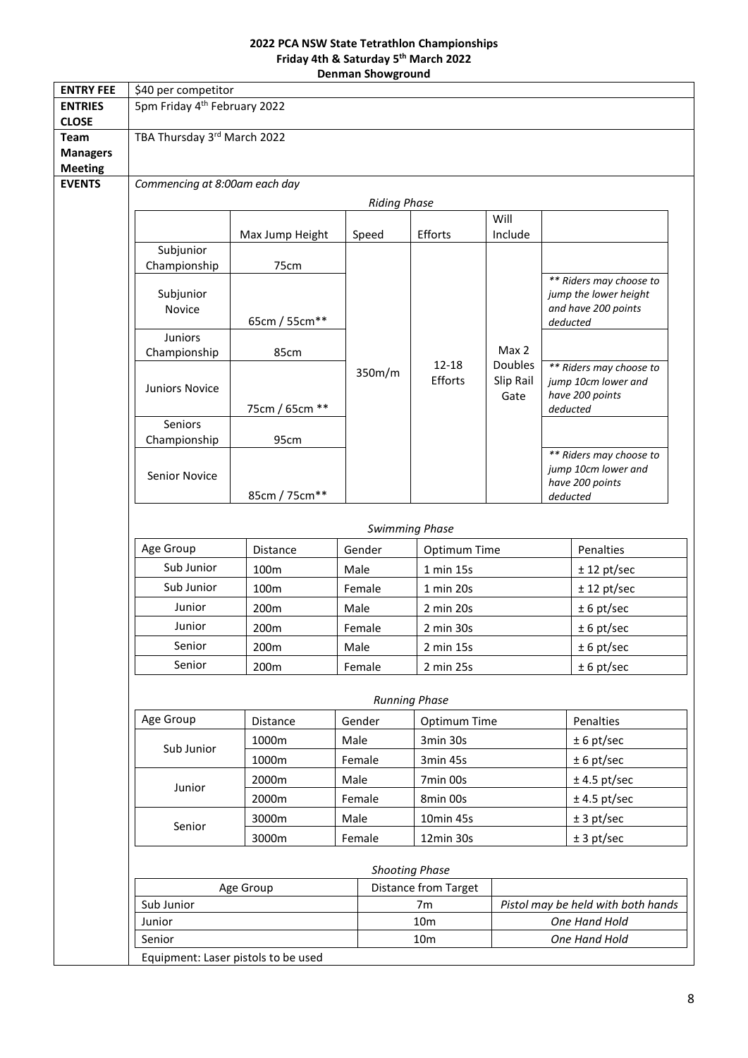**2022 PCA NSW State Tetrathlon Championships**
**Friday 4th & Saturday 5th March 2022**
**Denman Showground**

| | |
|---|---|
| **ENTRY FEE** | $40 per competitor |
| **ENTRIES CLOSE** | 5pm Friday 4th February 2022 |
| **Team Managers Meeting** | TBA Thursday 3rd March 2022 |
| **EVENTS** | *Commencing at 8:00am each day* |

*Riding Phase*

| | Max Jump Height | Speed | Efforts | Will Include | |
|---|---|---|---|---|---|
| Subjunior Championship | 75cm | 350m/m | 12-18 Efforts | Max 2 Doubles Slip Rail Gate | |
| Subjunior Novice | 65cm / 55cm** | | | | *** Riders may choose to jump the lower height and have 200 points deducted* |
| Juniors Championship | 85cm | | | | |
| Juniors Novice | 75cm / 65cm ** | | | | *** Riders may choose to jump 10cm lower and have 200 points deducted* |
| Seniors Championship | 95cm | | | | |
| Senior Novice | 85cm / 75cm** | | | | *** Riders may choose to jump 10cm lower and have 200 points deducted* |

*Swimming Phase*

| Age Group | Distance | Gender | Optimum Time | Penalties |
|---|---|---|---|---|
| Sub Junior | 100m | Male | 1 min 15s | ± 12 pt/sec |
| Sub Junior | 100m | Female | 1 min 20s | ± 12 pt/sec |
| Junior | 200m | Male | 2 min 20s | ± 6 pt/sec |
| Junior | 200m | Female | 2 min 30s | ± 6 pt/sec |
| Senior | 200m | Male | 2 min 15s | ± 6 pt/sec |
| Senior | 200m | Female | 2 min 25s | ± 6 pt/sec |

*Running Phase*

| Age Group | Distance | Gender | Optimum Time | Penalties |
|---|---|---|---|---|
| Sub Junior | 1000m | Male | 3min 30s | ± 6 pt/sec |
| | 1000m | Female | 3min 45s | ± 6 pt/sec |
| Junior | 2000m | Male | 7min 00s | ± 4.5 pt/sec |
| | 2000m | Female | 8min 00s | ± 4.5 pt/sec |
| Senior | 3000m | Male | 10min 45s | ± 3 pt/sec |
| | 3000m | Female | 12min 30s | ± 3 pt/sec |

*Shooting Phase*

| Age Group | Distance from Target | |
|---|---|---|
| Sub Junior | 7m | *Pistol may be held with both hands* |
| Junior | 10m | *One Hand Hold* |
| Senior | 10m | *One Hand Hold* |

Equipment: Laser pistols to be used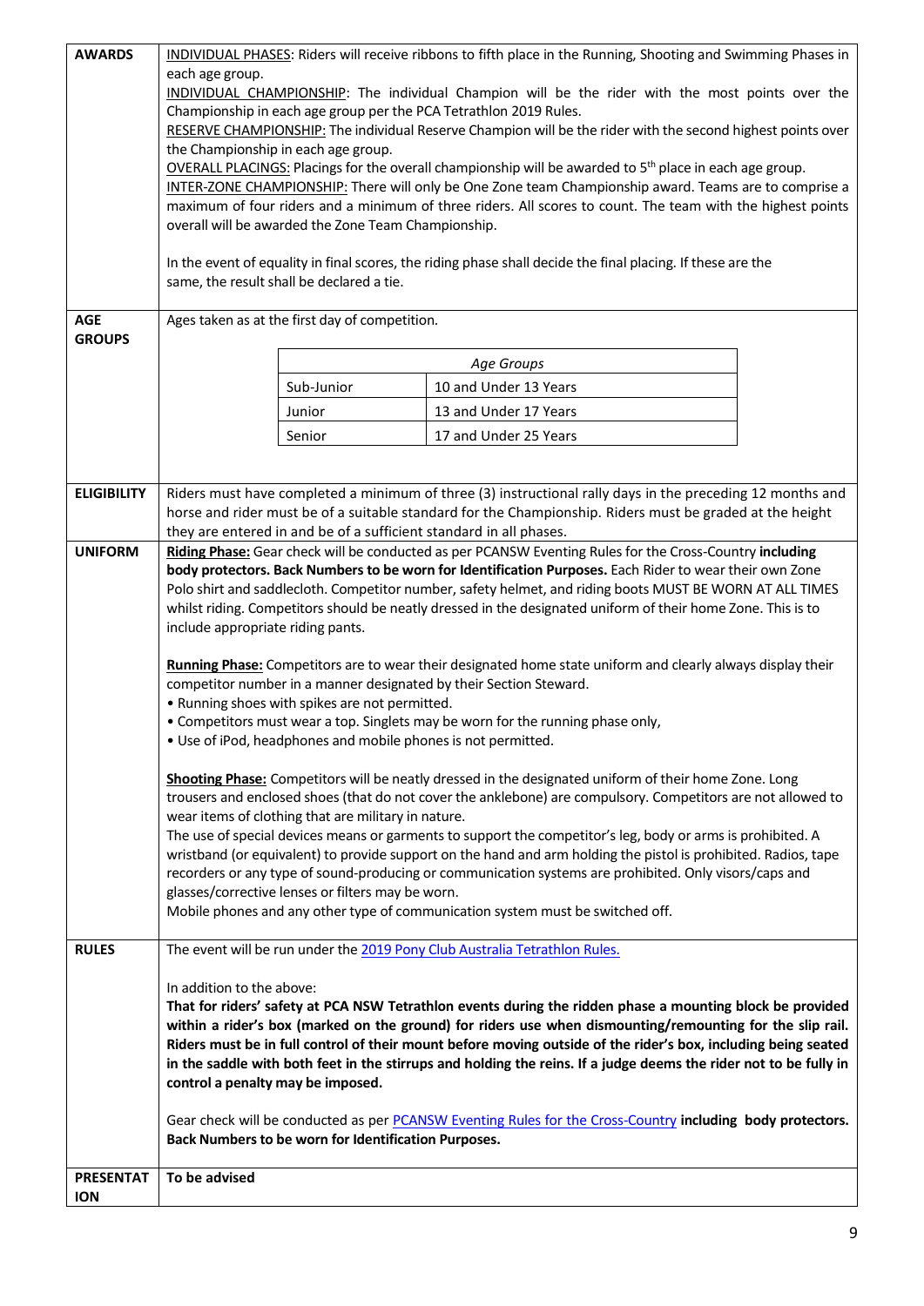| | |
|---|---|
| **AWARDS** | <u>INDIVIDUAL PHASES</u>: Riders will receive ribbons to fifth place in the Running, Shooting and Swimming Phases in each age group.<br><u>INDIVIDUAL CHAMPIONSHIP</u>: The individual Champion will be the rider with the most points over the Championship in each age group per the PCA Tetrathlon 2019 Rules.<br><u>RESERVE CHAMPIONSHIP:</u> The individual Reserve Champion will be the rider with the second highest points over the Championship in each age group.<br><u>OVERALL PLACINGS:</u> Placings for the overall championship will be awarded to 5th place in each age group.<br><u>INTER-ZONE CHAMPIONSHIP:</u> There will only be One Zone team Championship award. Teams are to comprise a maximum of four riders and a minimum of three riders. All scores to count. The team with the highest points overall will be awarded the Zone Team Championship.<br><br>In the event of equality in final scores, the riding phase shall decide the final placing. If these are the same, the result shall be declared a tie. |
| **AGE GROUPS** | Ages taken as at the first day of competition.<br><br>*Age Groups*<br>Sub-Junior: 10 and Under 13 Years<br>Junior: 13 and Under 17 Years<br>Senior: 17 and Under 25 Years |
| **ELIGIBILITY** | Riders must have completed a minimum of three (3) instructional rally days in the preceding 12 months and horse and rider must be of a suitable standard for the Championship. Riders must be graded at the height they are entered in and be of a sufficient standard in all phases. |
| **UNIFORM** | **<u>Riding Phase:</u>** Gear check will be conducted as per PCANSW Eventing Rules for the Cross-Country **including body protectors. Back Numbers to be worn for Identification Purposes.** Each Rider to wear their own Zone Polo shirt and saddlecloth. Competitor number, safety helmet, and riding boots MUST BE WORN AT ALL TIMES whilst riding. Competitors should be neatly dressed in the designated uniform of their home Zone. This is to include appropriate riding pants.<br><br>**<u>Running Phase:</u>** Competitors are to wear their designated home state uniform and clearly always display their competitor number in a manner designated by their Section Steward.<br>• Running shoes with spikes are not permitted.<br>• Competitors must wear a top. Singlets may be worn for the running phase only,<br>• Use of iPod, headphones and mobile phones is not permitted.<br><br>**<u>Shooting Phase:</u>** Competitors will be neatly dressed in the designated uniform of their home Zone. Long trousers and enclosed shoes (that do not cover the anklebone) are compulsory. Competitors are not allowed to wear items of clothing that are military in nature.<br>The use of special devices means or garments to support the competitor's leg, body or arms is prohibited. A wristband (or equivalent) to provide support on the hand and arm holding the pistol is prohibited. Radios, tape recorders or any type of sound-producing or communication systems are prohibited. Only visors/caps and glasses/corrective lenses or filters may be worn.<br>Mobile phones and any other type of communication system must be switched off. |
| **RULES** | The event will be run under the 2019 Pony Club Australia Tetrathlon Rules.<br><br>In addition to the above:<br>**That for riders' safety at PCA NSW Tetrathlon events during the ridden phase a mounting block be provided within a rider's box (marked on the ground) for riders use when dismounting/remounting for the slip rail. Riders must be in full control of their mount before moving outside of the rider's box, including being seated in the saddle with both feet in the stirrups and holding the reins. If a judge deems the rider not to be fully in control a penalty may be imposed.**<br><br>Gear check will be conducted as per PCANSW Eventing Rules for the Cross-Country **including body protectors. Back Numbers to be worn for Identification Purposes.** |
| **PRESENTATION** | **To be advised** |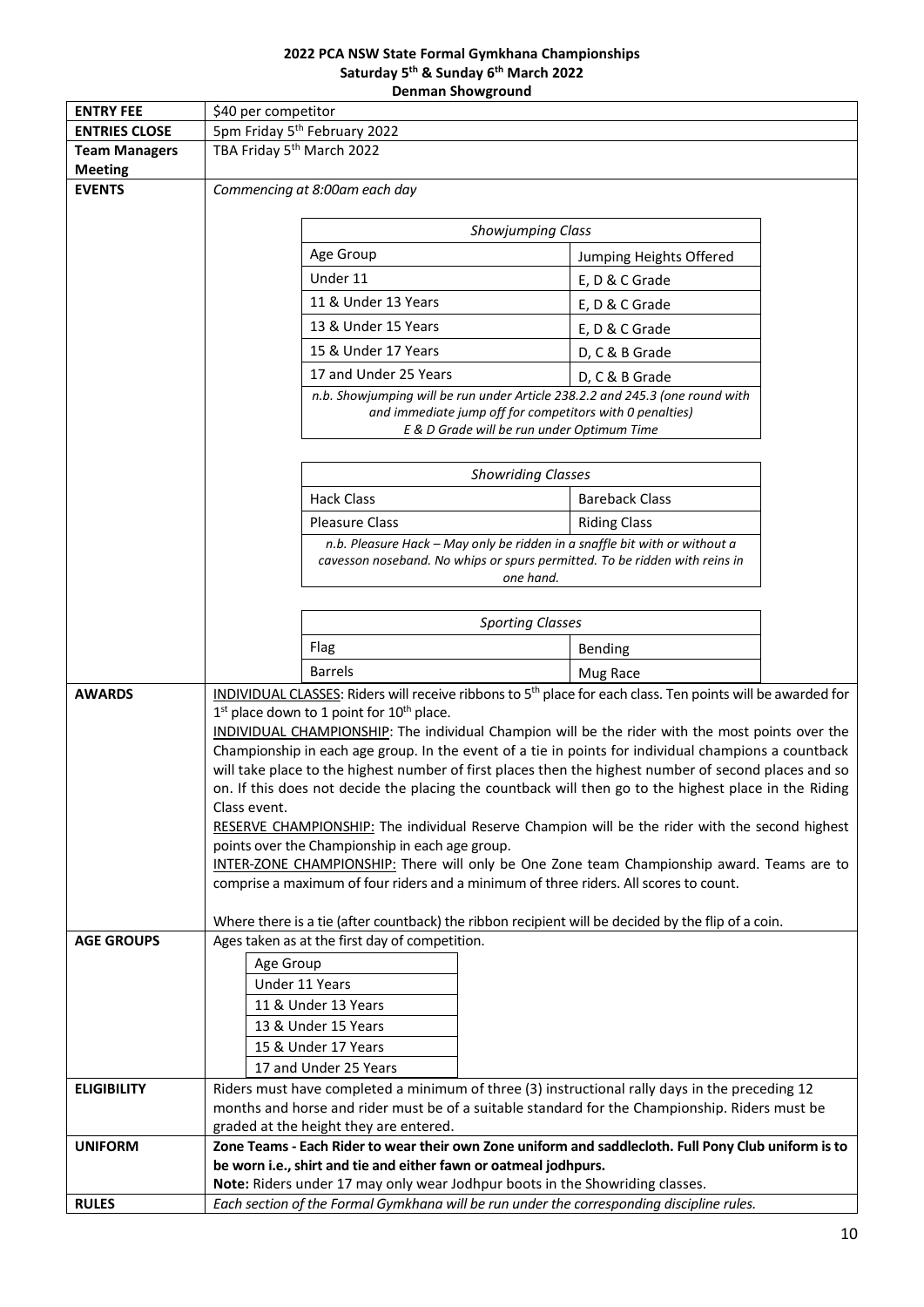**2022 PCA NSW State Formal Gymkhana Championships**
**Saturday 5th & Sunday 6th March 2022**
**Denman Showground**

| | |
|---|---|
| **ENTRY FEE** | $40 per competitor |
| **ENTRIES CLOSE** | 5pm Friday 5th February 2022 |
| **Team Managers Meeting** | TBA Friday 5th March 2022 |
| **EVENTS** | *Commencing at 8:00am each day* |

*Showjumping Class*

| Age Group | Jumping Heights Offered |
|---|---|
| Under 11 | E, D & C Grade |
| 11 & Under 13 Years | E, D & C Grade |
| 13 & Under 15 Years | E, D & C Grade |
| 15 & Under 17 Years | D, C & B Grade |
| 17 and Under 25 Years | D, C & B Grade |

*n.b. Showjumping will be run under Article 238.2.2 and 245.3 (one round with and immediate jump off for competitors with 0 penalties)*
*E & D Grade will be run under Optimum Time*

*Showriding Classes*

| | |
|---|---|
| Hack Class | Bareback Class |
| Pleasure Class | Riding Class |

*n.b. Pleasure Hack – May only be ridden in a snaffle bit with or without a cavesson noseband. No whips or spurs permitted. To be ridden with reins in one hand.*

*Sporting Classes*

| | |
|---|---|
| Flag | Bending |
| Barrels | Mug Race |

**AWARDS**

INDIVIDUAL CLASSES: Riders will receive ribbons to 5th place for each class. Ten points will be awarded for 1st place down to 1 point for 10th place.

INDIVIDUAL CHAMPIONSHIP: The individual Champion will be the rider with the most points over the Championship in each age group. In the event of a tie in points for individual champions a countback will take place to the highest number of first places then the highest number of second places and so on. If this does not decide the placing the countback will then go to the highest place in the Riding Class event.

RESERVE CHAMPIONSHIP: The individual Reserve Champion will be the rider with the second highest points over the Championship in each age group.

INTER-ZONE CHAMPIONSHIP: There will only be One Zone team Championship award. Teams are to comprise a maximum of four riders and a minimum of three riders. All scores to count.

Where there is a tie (after countback) the ribbon recipient will be decided by the flip of a coin.

**AGE GROUPS**

Ages taken as at the first day of competition.

| Age Group |
|---|
| Under 11 Years |
| 11 & Under 13 Years |
| 13 & Under 15 Years |
| 15 & Under 17 Years |
| 17 and Under 25 Years |

**ELIGIBILITY**

Riders must have completed a minimum of three (3) instructional rally days in the preceding 12 months and horse and rider must be of a suitable standard for the Championship. Riders must be graded at the height they are entered.

**UNIFORM**

**Zone Teams - Each Rider to wear their own Zone uniform and saddlecloth. Full Pony Club uniform is to be worn i.e., shirt and tie and either fawn or oatmeal jodhpurs.**
**Note:** Riders under 17 may only wear Jodhpur boots in the Showriding classes.

**RULES**

*Each section of the Formal Gymkhana will be run under the corresponding discipline rules.*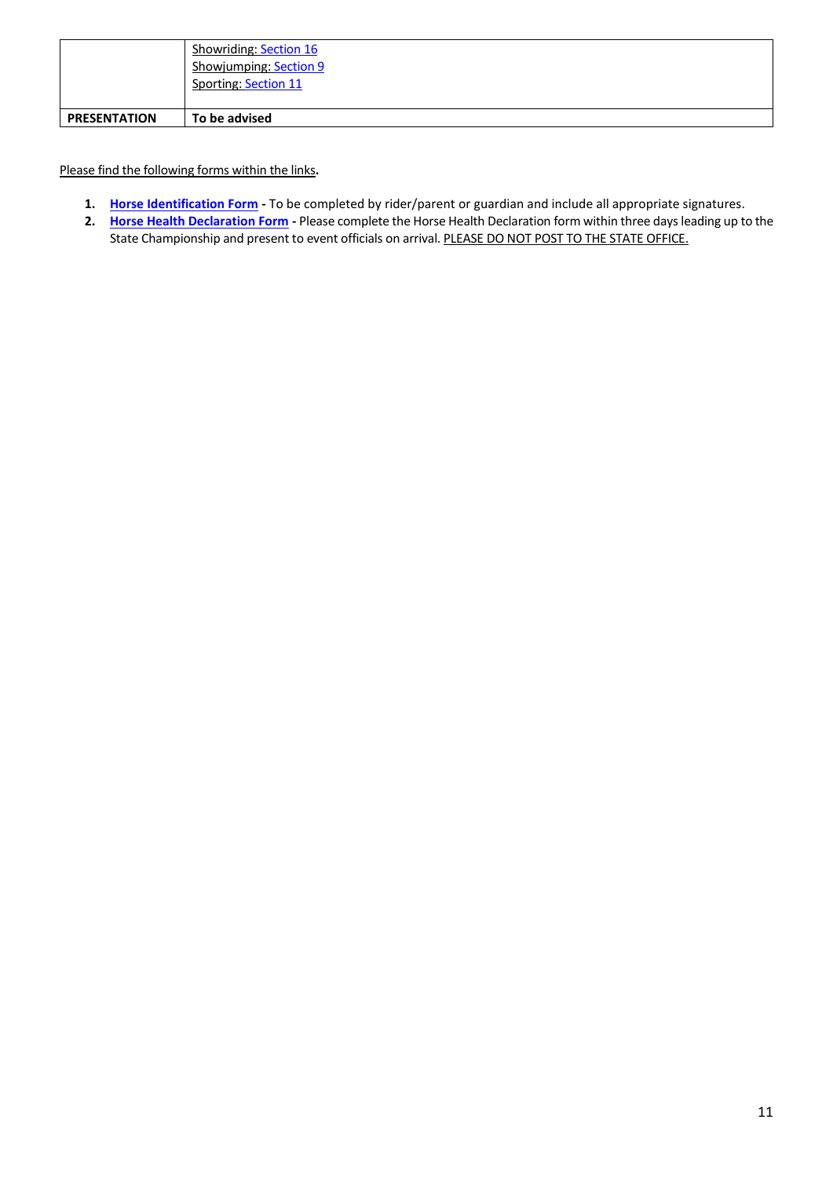| | |
|---|---|
| | Showriding: Section 16<br>Showjumping: Section 9<br>Sporting: Section 11 |
| **PRESENTATION** | **To be advised** |

Please find the following forms within the links**.**

1. **Horse Identification Form -** To be completed by rider/parent or guardian and include all appropriate signatures.
2. **Horse Health Declaration Form -** Please complete the Horse Health Declaration form within three days leading up to the State Championship and present to event officials on arrival. PLEASE DO NOT POST TO THE STATE OFFICE.